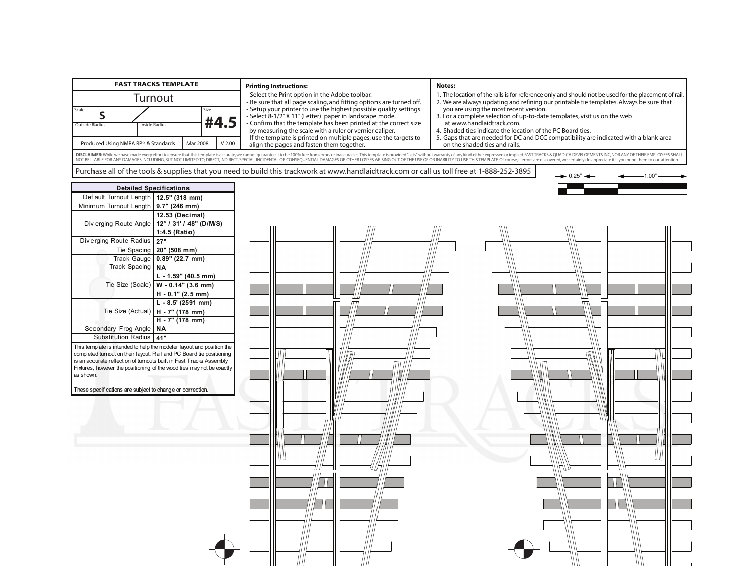# FAST TRACKS TEMPLATE

## Turnout

| Scale | | Size |
|---|---|---|
| S | | #4.5 |
| Outside Radius | Inside Radius | |

Produced Using NMRA RP's & Standards | Mar 2008 | V 2.00

**Printing Instructions:**

- Select the Print option in the Adobe toolbar.
- Be sure that all page scaling, and fitting options are turned off.
- Setup your printer to use the highest possible quality settings.
- Select 8-1/2" X 11" (Letter) paper in landscape mode.
- Confirm that the template has been printed at the correct size by measuring the scale with a ruler or vernier caliper.
- If the template is printed on multiple pages, use the targets to align the pages and fasten them together.

**Notes:**

1. The location of the rails is for reference only and should not be used for the placement of rail.
2. We are always updating and refining our printable tie templates. Always be sure that you are using the most recent version.
3. For a complete selection of up-to-date templates, visit us on the web at www.handlaidtrack.com.
4. Shaded ties indicate the location of the PC Board ties.
5. Gaps that are needed for DC and DCC compatibility are indicated with a blank area on the shaded ties and rails.

**DISCLAIMER:** While we have made every effort to ensure that this template is accurate, we cannot guarantee it to be 100% free from errors or inaccuracies. This template is provided "as is" without warranty of any kind, either expressed or implied. FAST TRACKS & QUADICA DEVELOPMENTS INC, NOR ANY OF THEIR EMPLOYEES SHALL NOT BE LIABLE FOR ANY DAMAGES INCLUDING, BUT NOT LIMITED TO, DIRECT, INDIRECT, SPECIAL, INCIDENTAL OR CONSEQUENTIAL DAMAGES OR OTHER LOSSES ARISING OUT OF THE USE OF OR INABILITY TO USE THIS TEMPLATE. Of course, if errors are discovered, we certainly do appreciate it if you bring them to our attention.

Purchase all of the tools & supplies that you need to build this trackwork at www.handlaidtrack.com or call us toll free at 1-888-252-3895

0.25" 1.00"

| Detailed Specifications | |
|---|---|
| Default Turnout Length | 12.5" (318 mm) |
| Minimum Turnout Length | 9.7" (246 mm) |
| Diverging Route Angle | 12.53 (Decimal) |
| | 12° / 31' / 48" (D/M/S) |
| | 1:4.5 (Ratio) |
| Diverging Route Radius | 27" |
| Tie Spacing | 20" (508 mm) |
| Track Gauge | 0.89" (22.7 mm) |
| Track Spacing | NA |
| Tie Size (Scale) | L - 1.59" (40.5 mm) |
| | W - 0.14" (3.6 mm) |
| | H - 0.1" (2.5 mm) |
| Tie Size (Actual) | L - 8.5' (2591 mm) |
| | H - 7" (178 mm) |
| | H - 7" (178 mm) |
| Secondary Frog Angle | NA |
| Substitution Radius | 41" |

This template is intended to help the modeler layout and position the completed turnout on their layout. Rail and PC Board tie positioning is an accurate reflection of turnouts built in Fast Tracks Assembly Fixtures, however the positioning of the wood ties may not be exactly as shown.

These specifications are subject to change or correction.